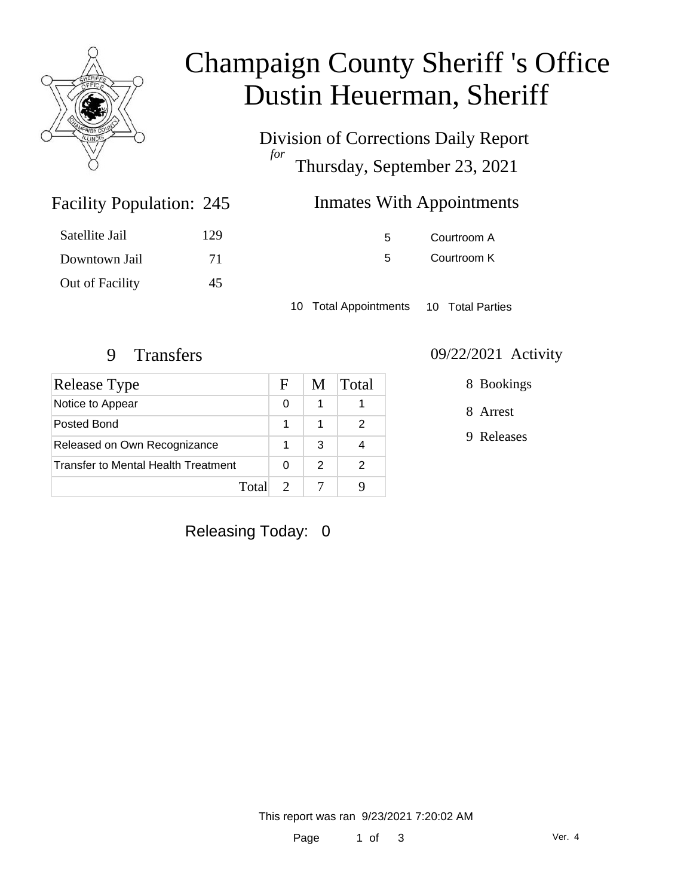# Champaign County Sheriff 's Office
# Dustin Heuerman, Sheriff

Division of Corrections Daily Report
*for*
Thursday, September 23, 2021

## Facility Population: 245

| | |
|---|---|
| Satellite Jail | 129 |
| Downtown Jail | 71 |
| Out of Facility | 45 |

## Inmates With Appointments

| | |
|---|---|
| 5 | Courtroom A |
| 5 | Courtroom K |

10 Total Appointments    10 Total Parties

## 9 Transfers

| Release Type | F | M | Total |
|---|---|---|---|
| Notice to Appear | 0 | 1 | 1 |
| Posted Bond | 1 | 1 | 2 |
| Released on Own Recognizance | 1 | 3 | 4 |
| Transfer to Mental Health Treatment | 0 | 2 | 2 |
| Total | 2 | 7 | 9 |

## 09/22/2021 Activity

- 8 Bookings
- 8 Arrest
- 9 Releases

Releasing Today: 0

This report was ran 9/23/2021 7:20:02 AM

Ver. 4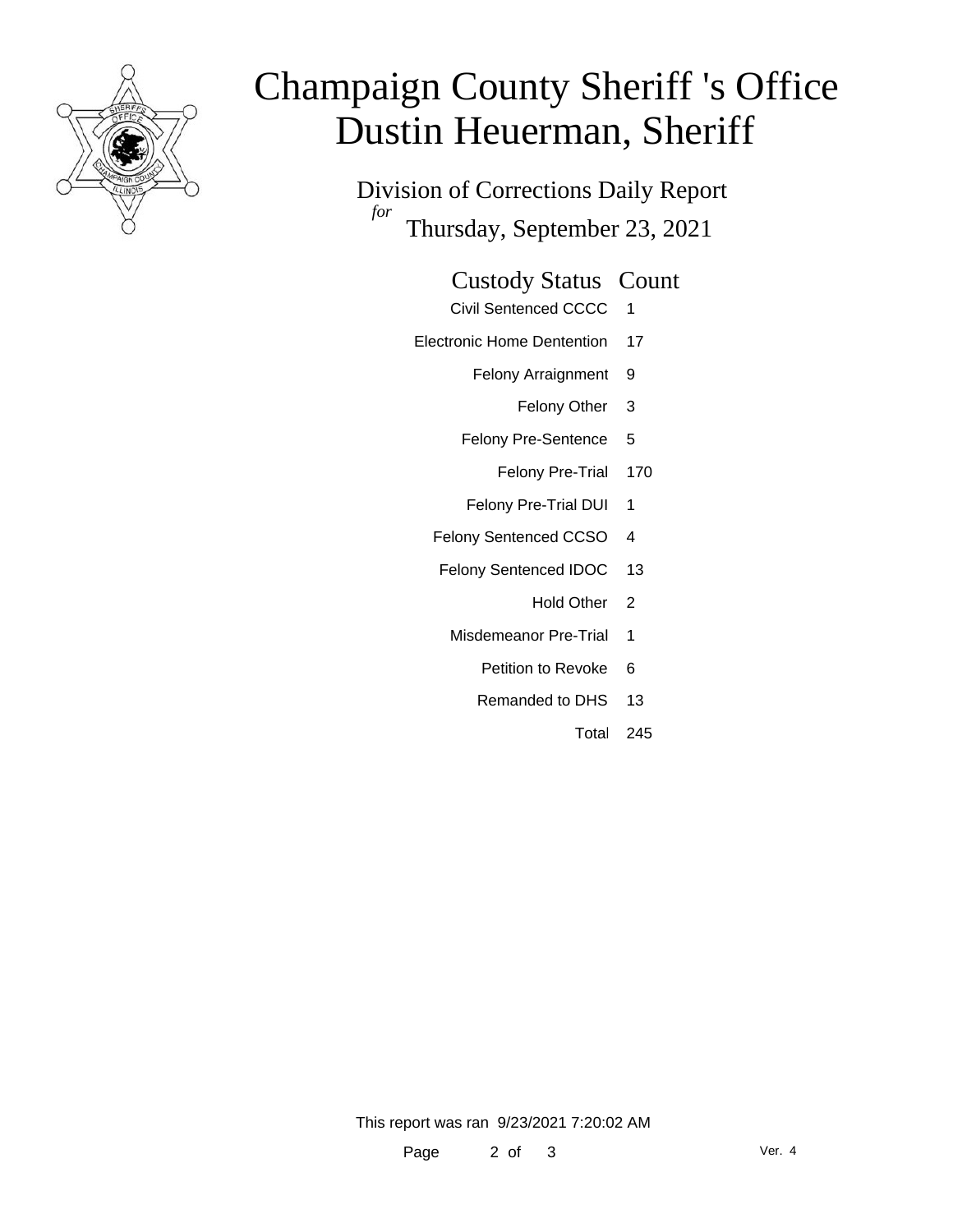# Champaign County Sheriff 's Office
# Dustin Heuerman, Sheriff

## Division of Corrections Daily Report

*for*

Thursday, September 23, 2021

| Custody Status | Count |
| --- | --- |
| Civil Sentenced CCCC | 1 |
| Electronic Home Dentention | 17 |
| Felony Arraignment | 9 |
| Felony Other | 3 |
| Felony Pre-Sentence | 5 |
| Felony Pre-Trial | 170 |
| Felony Pre-Trial DUI | 1 |
| Felony Sentenced CCSO | 4 |
| Felony Sentenced IDOC | 13 |
| Hold Other | 2 |
| Misdemeanor Pre-Trial | 1 |
| Petition to Revoke | 6 |
| Remanded to DHS | 13 |
| Total | 245 |

This report was ran 9/23/2021 7:20:02 AM

Ver. 4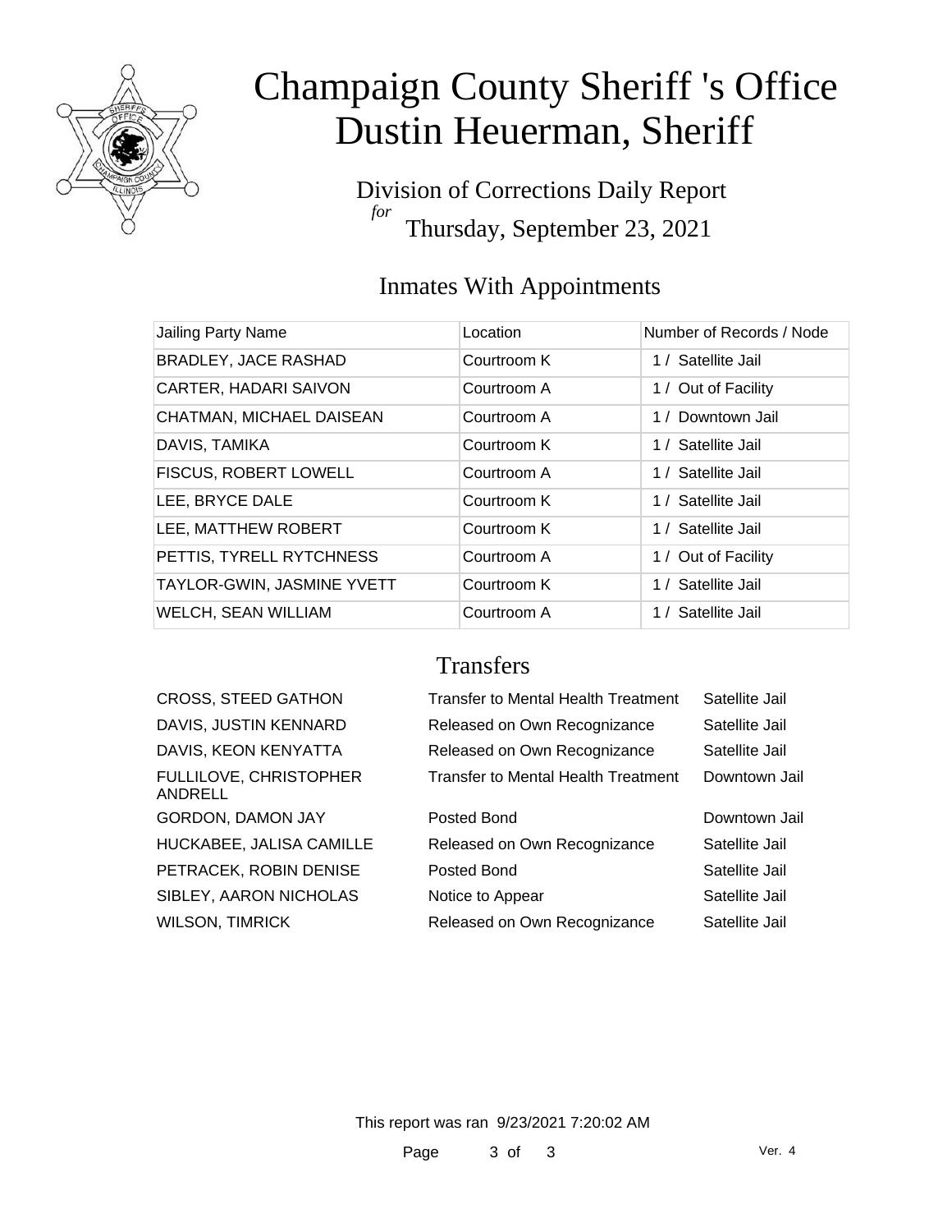# Champaign County Sheriff 's Office
# Dustin Heuerman, Sheriff

Division of Corrections Daily Report
*for*
Thursday, September 23, 2021

## Inmates With Appointments

| Jailing Party Name | Location | Number of Records / Node |
|---|---|---|
| BRADLEY, JACE RASHAD | Courtroom K | 1 / Satellite Jail |
| CARTER, HADARI SAIVON | Courtroom A | 1 / Out of Facility |
| CHATMAN, MICHAEL DAISEAN | Courtroom A | 1 / Downtown Jail |
| DAVIS, TAMIKA | Courtroom K | 1 / Satellite Jail |
| FISCUS, ROBERT LOWELL | Courtroom A | 1 / Satellite Jail |
| LEE, BRYCE DALE | Courtroom K | 1 / Satellite Jail |
| LEE, MATTHEW ROBERT | Courtroom K | 1 / Satellite Jail |
| PETTIS, TYRELL RYTCHNESS | Courtroom A | 1 / Out of Facility |
| TAYLOR-GWIN, JASMINE YVETT | Courtroom K | 1 / Satellite Jail |
| WELCH, SEAN WILLIAM | Courtroom A | 1 / Satellite Jail |

## Transfers

| | | |
|---|---|---|
| CROSS, STEED GATHON | Transfer to Mental Health Treatment | Satellite Jail |
| DAVIS, JUSTIN KENNARD | Released on Own Recognizance | Satellite Jail |
| DAVIS, KEON KENYATTA | Released on Own Recognizance | Satellite Jail |
| FULLILOVE, CHRISTOPHER ANDRELL | Transfer to Mental Health Treatment | Downtown Jail |
| GORDON, DAMON JAY | Posted Bond | Downtown Jail |
| HUCKABEE, JALISA CAMILLE | Released on Own Recognizance | Satellite Jail |
| PETRACEK, ROBIN DENISE | Posted Bond | Satellite Jail |
| SIBLEY, AARON NICHOLAS | Notice to Appear | Satellite Jail |
| WILSON, TIMRICK | Released on Own Recognizance | Satellite Jail |

This report was ran 9/23/2021 7:20:02 AM

Ver. 4